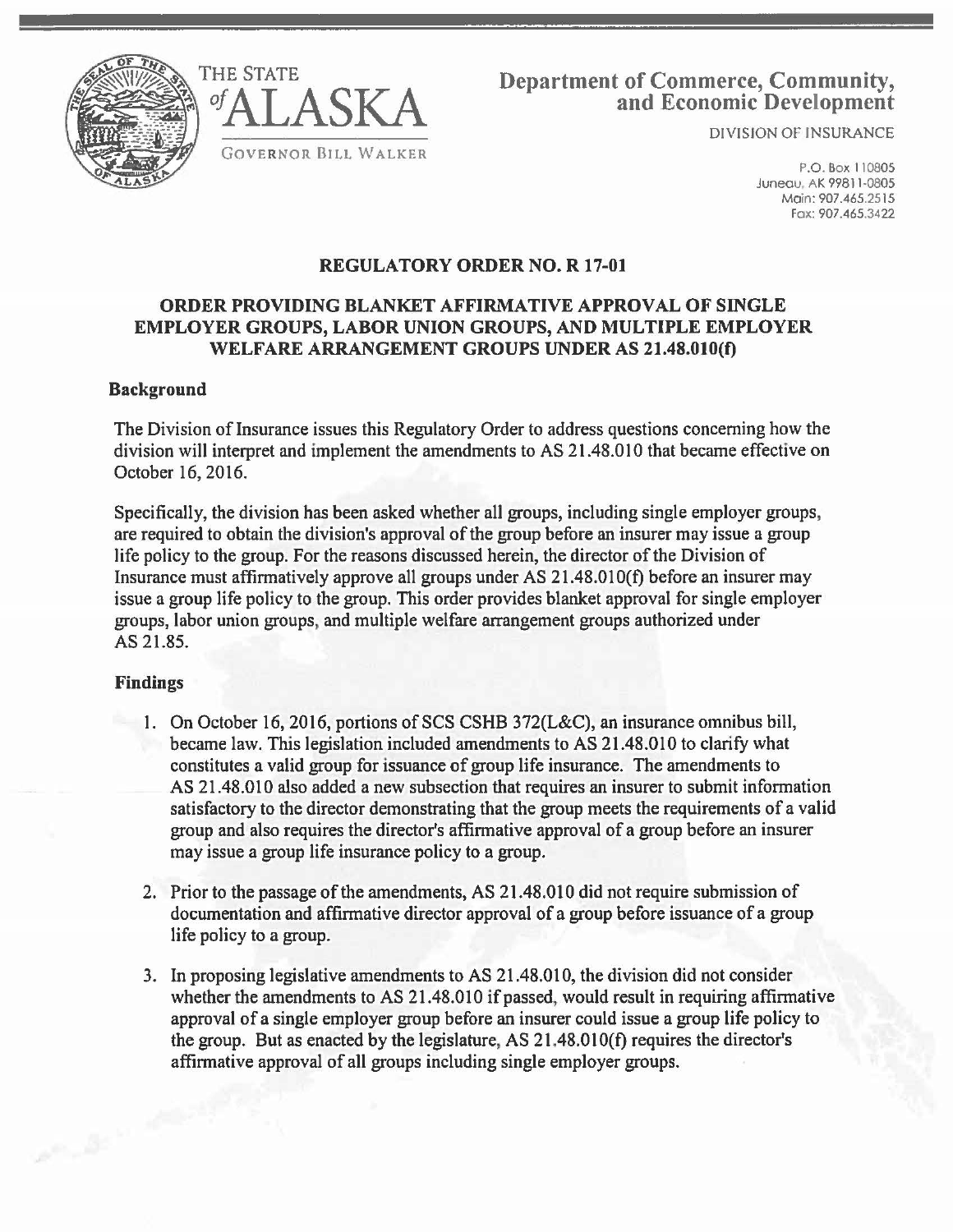THE STATE of ALASKA

GOVERNOR BILL WALKER

**Department of Commerce, Community, and Economic Development**

DIVISION OF INSURANCE

P.O. Box 110805
Juneau, AK 99811-0805
Main: 907.465.2515
Fax: 907.465.3422

## REGULATORY ORDER NO. R 17-01

## ORDER PROVIDING BLANKET AFFIRMATIVE APPROVAL OF SINGLE EMPLOYER GROUPS, LABOR UNION GROUPS, AND MULTIPLE EMPLOYER WELFARE ARRANGEMENT GROUPS UNDER AS 21.48.010(f)

### Background

The Division of Insurance issues this Regulatory Order to address questions concerning how the division will interpret and implement the amendments to AS 21.48.010 that became effective on October 16, 2016.

Specifically, the division has been asked whether all groups, including single employer groups, are required to obtain the division's approval of the group before an insurer may issue a group life policy to the group. For the reasons discussed herein, the director of the Division of Insurance must affirmatively approve all groups under AS 21.48.010(f) before an insurer may issue a group life policy to the group. This order provides blanket approval for single employer groups, labor union groups, and multiple welfare arrangement groups authorized under AS 21.85.

### Findings

1. On October 16, 2016, portions of SCS CSHB 372(L&C), an insurance omnibus bill, became law. This legislation included amendments to AS 21.48.010 to clarify what constitutes a valid group for issuance of group life insurance. The amendments to AS 21.48.010 also added a new subsection that requires an insurer to submit information satisfactory to the director demonstrating that the group meets the requirements of a valid group and also requires the director's affirmative approval of a group before an insurer may issue a group life insurance policy to a group.

2. Prior to the passage of the amendments, AS 21.48.010 did not require submission of documentation and affirmative director approval of a group before issuance of a group life policy to a group.

3. In proposing legislative amendments to AS 21.48.010, the division did not consider whether the amendments to AS 21.48.010 if passed, would result in requiring affirmative approval of a single employer group before an insurer could issue a group life policy to the group. But as enacted by the legislature, AS 21.48.010(f) requires the director's affirmative approval of all groups including single employer groups.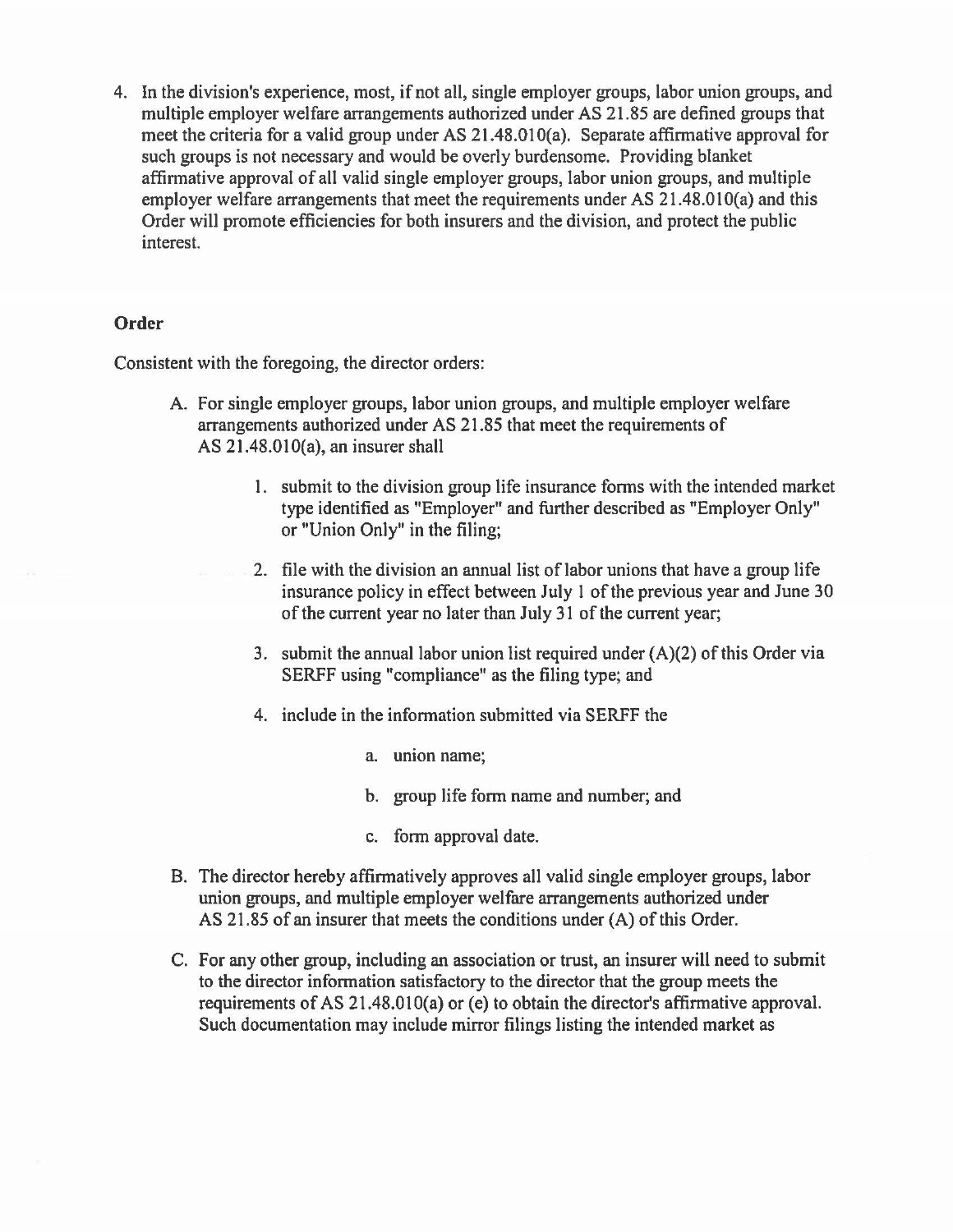4. In the division's experience, most, if not all, single employer groups, labor union groups, and multiple employer welfare arrangements authorized under AS 21.85 are defined groups that meet the criteria for a valid group under AS 21.48.010(a). Separate affirmative approval for such groups is not necessary and would be overly burdensome. Providing blanket affirmative approval of all valid single employer groups, labor union groups, and multiple employer welfare arrangements that meet the requirements under AS 21.48.010(a) and this Order will promote efficiencies for both insurers and the division, and protect the public interest.

## Order

Consistent with the foregoing, the director orders:

A. For single employer groups, labor union groups, and multiple employer welfare arrangements authorized under AS 21.85 that meet the requirements of AS 21.48.010(a), an insurer shall

   1. submit to the division group life insurance forms with the intended market type identified as "Employer" and further described as "Employer Only" or "Union Only" in the filing;

   2. file with the division an annual list of labor unions that have a group life insurance policy in effect between July 1 of the previous year and June 30 of the current year no later than July 31 of the current year;

   3. submit the annual labor union list required under (A)(2) of this Order via SERFF using "compliance" as the filing type; and

   4. include in the information submitted via SERFF the

      a. union name;

      b. group life form name and number; and

      c. form approval date.

B. The director hereby affirmatively approves all valid single employer groups, labor union groups, and multiple employer welfare arrangements authorized under AS 21.85 of an insurer that meets the conditions under (A) of this Order.

C. For any other group, including an association or trust, an insurer will need to submit to the director information satisfactory to the director that the group meets the requirements of AS 21.48.010(a) or (e) to obtain the director's affirmative approval. Such documentation may include mirror filings listing the intended market as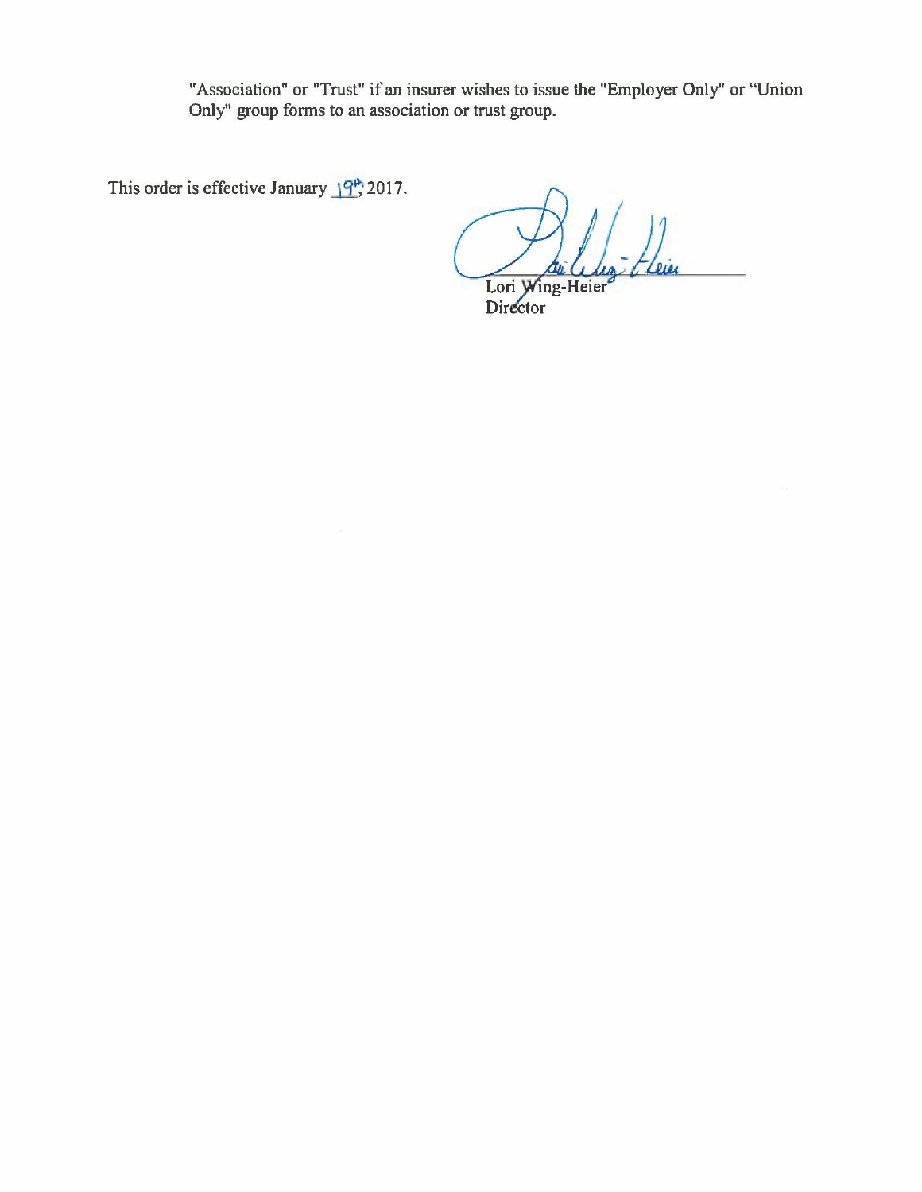"Association" or "Trust" if an insurer wishes to issue the "Employer Only" or "Union Only" group forms to an association or trust group.

This order is effective January 19th, 2017.

Lori Wing-Heier
Director